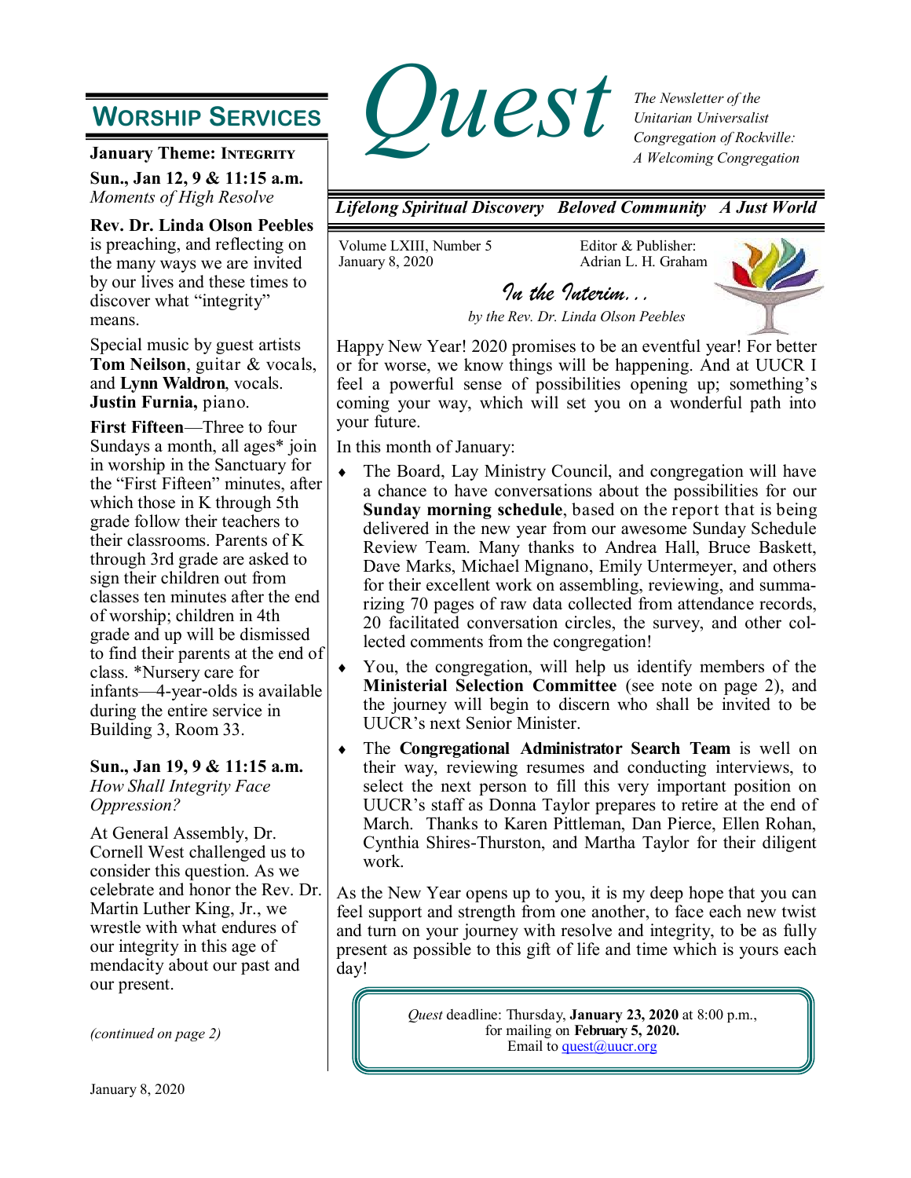# Quest

*The Newsletter of the Unitarian Universalist Congregation of Rockville: A Welcoming Congregation*

***Lifelong Spiritual Discovery Beloved Community A Just World***

Volume LXIII, Number 5
January 8, 2020

Editor & Publisher:
Adrian L. H. Graham

## Worship Services

**January Theme: Integrity**

**Sun., Jan 12, 9 & 11:15 a.m.**
*Moments of High Resolve*

**Rev. Dr. Linda Olson Peebles** is preaching, and reflecting on the many ways we are invited by our lives and these times to discover what "integrity" means.

Special music by guest artists **Tom Neilson**, guitar & vocals, and **Lynn Waldron**, vocals. **Justin Furnia,** piano.

**First Fifteen**—Three to four Sundays a month, all ages* join in worship in the Sanctuary for the "First Fifteen" minutes, after which those in K through 5th grade follow their teachers to their classrooms. Parents of K through 3rd grade are asked to sign their children out from classes ten minutes after the end of worship; children in 4th grade and up will be dismissed to find their parents at the end of class. *Nursery care for infants—4-year-olds is available during the entire service in Building 3, Room 33.

**Sun., Jan 19, 9 & 11:15 a.m.**
*How Shall Integrity Face Oppression?*

At General Assembly, Dr. Cornell West challenged us to consider this question. As we celebrate and honor the Rev. Dr. Martin Luther King, Jr., we wrestle with what endures of our integrity in this age of mendacity about our past and our present.

*(continued on page 2)*

## *In the Interim…*

*by the Rev. Dr. Linda Olson Peebles*

Happy New Year! 2020 promises to be an eventful year! For better or for worse, we know things will be happening. And at UUCR I feel a powerful sense of possibilities opening up; something's coming your way, which will set you on a wonderful path into your future.

In this month of January:

- The Board, Lay Ministry Council, and congregation will have a chance to have conversations about the possibilities for our **Sunday morning schedule**, based on the report that is being delivered in the new year from our awesome Sunday Schedule Review Team. Many thanks to Andrea Hall, Bruce Baskett, Dave Marks, Michael Mignano, Emily Untermeyer, and others for their excellent work on assembling, reviewing, and summarizing 70 pages of raw data collected from attendance records, 20 facilitated conversation circles, the survey, and other collected comments from the congregation!
- You, the congregation, will help us identify members of the **Ministerial Selection Committee** (see note on page 2), and the journey will begin to discern who shall be invited to be UUCR's next Senior Minister.
- The **Congregational Administrator Search Team** is well on their way, reviewing resumes and conducting interviews, to select the next person to fill this very important position on UUCR's staff as Donna Taylor prepares to retire at the end of March. Thanks to Karen Pittleman, Dan Pierce, Ellen Rohan, Cynthia Shires-Thurston, and Martha Taylor for their diligent work.

As the New Year opens up to you, it is my deep hope that you can feel support and strength from one another, to face each new twist and turn on your journey with resolve and integrity, to be as fully present as possible to this gift of life and time which is yours each day!

> *Quest* deadline: Thursday, **January 23, 2020** at 8:00 p.m., for mailing on **February 5, 2020.**
> Email to quest@uucr.org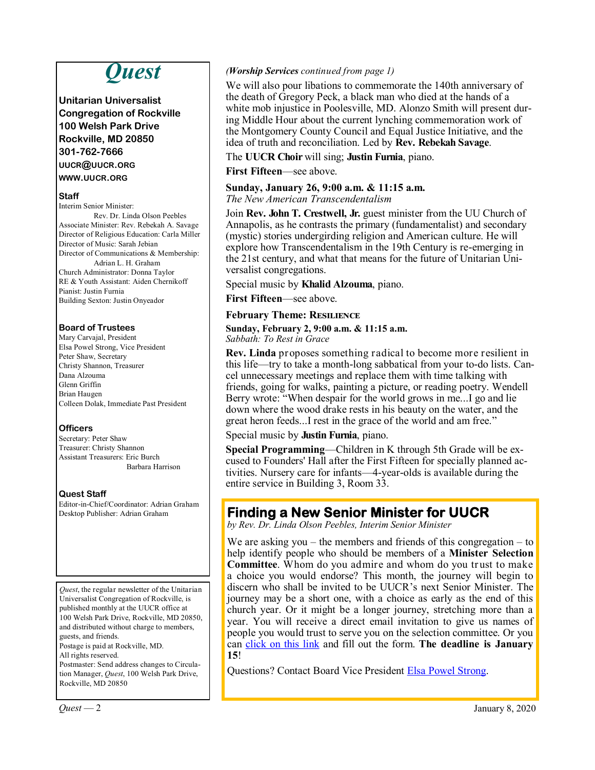# *Quest*

**Unitarian Universalist Congregation of Rockville**
**100 Welsh Park Drive**
**Rockville, MD 20850**
**301-762-7666**
**UUCR@UUCR.ORG**
**WWW.UUCR.ORG**

### Staff

Interim Senior Minister: Rev. Dr. Linda Olson Peebles
Associate Minister: Rev. Rebekah A. Savage
Director of Religious Education: Carla Miller
Director of Music: Sarah Jebian
Director of Communications & Membership: Adrian L. H. Graham
Church Administrator: Donna Taylor
RE & Youth Assistant: Aiden Chernikoff
Pianist: Justin Furnia
Building Sexton: Justin Onyeador

### Board of Trustees

Mary Carvajal, President
Elsa Powel Strong, Vice President
Peter Shaw, Secretary
Christy Shannon, Treasurer
Dana Alzouma
Glenn Griffin
Brian Haugen
Colleen Dolak, Immediate Past President

### Officers

Secretary: Peter Shaw
Treasurer: Christy Shannon
Assistant Treasurers: Eric Burch, Barbara Harrison

### Quest Staff

Editor-in-Chief/Coordinator: Adrian Graham
Desktop Publisher: Adrian Graham

*Quest*, the regular newsletter of the Unitarian Universalist Congregation of Rockville, is published monthly at the UUCR office at 100 Welsh Park Drive, Rockville, MD 20850, and distributed without charge to members, guests, and friends.
Postage is paid at Rockville, MD.
All rights reserved.
Postmaster: Send address changes to Circulation Manager, *Quest*, 100 Welsh Park Drive, Rockville, MD 20850

*(**Worship Services** continued from page 1)*

We will also pour libations to commemorate the 140th anniversary of the death of Gregory Peck, a black man who died at the hands of a white mob injustice in Poolesville, MD. Alonzo Smith will present during Middle Hour about the current lynching commemoration work of the Montgomery County Council and Equal Justice Initiative, and the idea of truth and reconciliation. Led by **Rev. Rebekah Savage**.

The **UUCR Choir** will sing; **Justin Furnia**, piano.

**First Fifteen**—see above.

**Sunday, January 26, 9:00 a.m. & 11:15 a.m.**
*The New American Transcendentalism*

Join **Rev. John T. Crestwell, Jr.** guest minister from the UU Church of Annapolis, as he contrasts the primary (fundamentalist) and secondary (mystic) stories undergirding religion and American culture. He will explore how Transcendentalism in the 19th Century is re-emerging in the 21st century, and what that means for the future of Unitarian Universalist congregations.

Special music by **Khalid Alzouma**, piano.

**First Fifteen**—see above.

**February Theme: Resilience**

**Sunday, February 2, 9:00 a.m. & 11:15 a.m.**
*Sabbath: To Rest in Grace*

**Rev. Linda** proposes something radical to become more resilient in this life—try to take a month-long sabbatical from your to-do lists. Cancel unnecessary meetings and replace them with time talking with friends, going for walks, painting a picture, or reading poetry. Wendell Berry wrote: "When despair for the world grows in me...I go and lie down where the wood drake rests in his beauty on the water, and the great heron feeds...I rest in the grace of the world and am free."

Special music by **Justin Furnia**, piano.

**Special Programming**—Children in K through 5th Grade will be excused to Founders' Hall after the First Fifteen for specially planned activities. Nursery care for infants—4-year-olds is available during the entire service in Building 3, Room 33.

## Finding a New Senior Minister for UUCR

*by Rev. Dr. Linda Olson Peebles, Interim Senior Minister*

We are asking you – the members and friends of this congregation – to help identify people who should be members of a **Minister Selection Committee**. Whom do you admire and whom do you trust to make a choice you would endorse? This month, the journey will begin to discern who shall be invited to be UUCR's next Senior Minister. The journey may be a short one, with a choice as early as the end of this church year. Or it might be a longer journey, stretching more than a year. You will receive a direct email invitation to give us names of people you would trust to serve you on the selection committee. Or you can click on this link and fill out the form. **The deadline is January 15**!

Questions? Contact Board Vice President Elsa Powel Strong.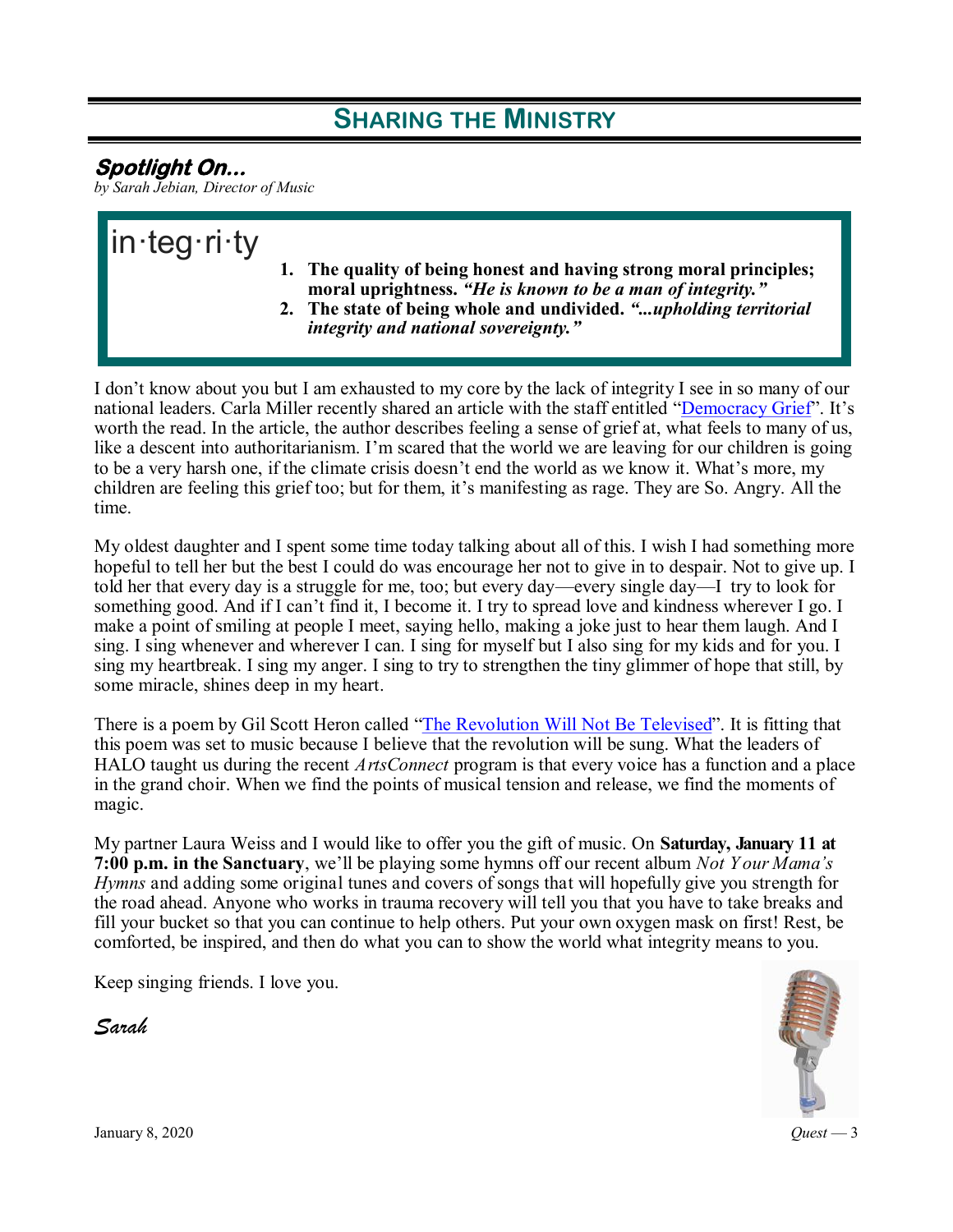# SHARING THE MINISTRY

## *Spotlight On...*

*by Sarah Jebian, Director of Music*

in·teg·ri·ty

1. **The quality of being honest and having strong moral principles; moral uprightness.** ***"He is known to be a man of integrity."***
2. **The state of being whole and undivided.** ***"...upholding territorial integrity and national sovereignty."***

I don't know about you but I am exhausted to my core by the lack of integrity I see in so many of our national leaders. Carla Miller recently shared an article with the staff entitled "Democracy Grief". It's worth the read. In the article, the author describes feeling a sense of grief at, what feels to many of us, like a descent into authoritarianism. I'm scared that the world we are leaving for our children is going to be a very harsh one, if the climate crisis doesn't end the world as we know it. What's more, my children are feeling this grief too; but for them, it's manifesting as rage. They are So. Angry. All the time.

My oldest daughter and I spent some time today talking about all of this. I wish I had something more hopeful to tell her but the best I could do was encourage her not to give in to despair. Not to give up. I told her that every day is a struggle for me, too; but every day—every single day—I try to look for something good. And if I can't find it, I become it. I try to spread love and kindness wherever I go. I make a point of smiling at people I meet, saying hello, making a joke just to hear them laugh. And I sing. I sing whenever and wherever I can. I sing for myself but I also sing for my kids and for you. I sing my heartbreak. I sing my anger. I sing to try to strengthen the tiny glimmer of hope that still, by some miracle, shines deep in my heart.

There is a poem by Gil Scott Heron called "The Revolution Will Not Be Televised". It is fitting that this poem was set to music because I believe that the revolution will be sung. What the leaders of HALO taught us during the recent *ArtsConnect* program is that every voice has a function and a place in the grand choir. When we find the points of musical tension and release, we find the moments of magic.

My partner Laura Weiss and I would like to offer you the gift of music. On **Saturday, January 11 at 7:00 p.m. in the Sanctuary**, we'll be playing some hymns off our recent album *Not Your Mama's Hymns* and adding some original tunes and covers of songs that will hopefully give you strength for the road ahead. Anyone who works in trauma recovery will tell you that you have to take breaks and fill your bucket so that you can continue to help others. Put your own oxygen mask on first! Rest, be comforted, be inspired, and then do what you can to show the world what integrity means to you.

Keep singing friends. I love you.

*Sarah*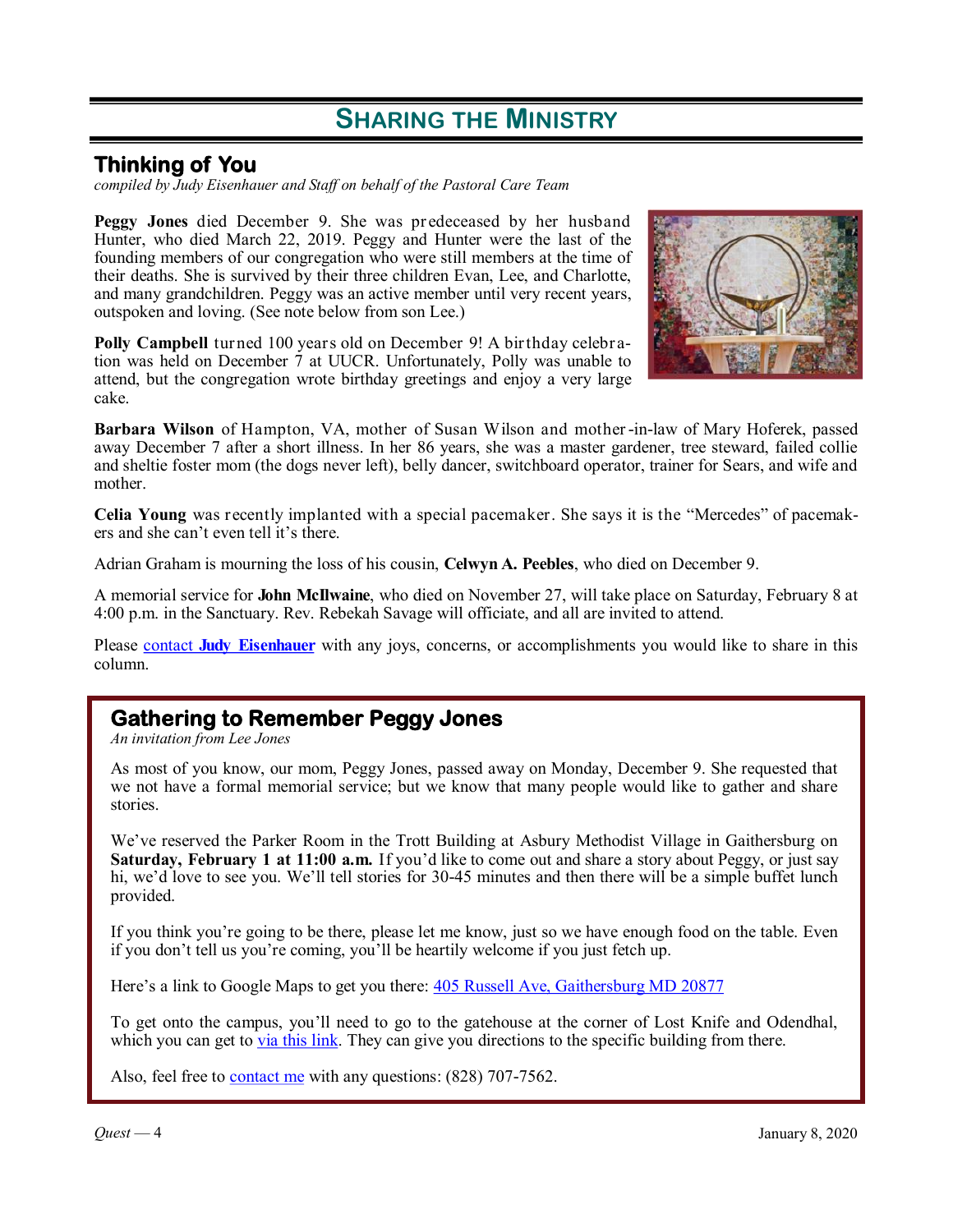# Sharing the Ministry

## Thinking of You

*compiled by Judy Eisenhauer and Staff on behalf of the Pastoral Care Team*

**Peggy Jones** died December 9. She was predeceased by her husband Hunter, who died March 22, 2019. Peggy and Hunter were the last of the founding members of our congregation who were still members at the time of their deaths. She is survived by their three children Evan, Lee, and Charlotte, and many grandchildren. Peggy was an active member until very recent years, outspoken and loving. (See note below from son Lee.)

**Polly Campbell** turned 100 years old on December 9! A birthday celebration was held on December 7 at UUCR. Unfortunately, Polly was unable to attend, but the congregation wrote birthday greetings and enjoy a very large cake.

**Barbara Wilson** of Hampton, VA, mother of Susan Wilson and mother-in-law of Mary Hoferek, passed away December 7 after a short illness. In her 86 years, she was a master gardener, tree steward, failed collie and sheltie foster mom (the dogs never left), belly dancer, switchboard operator, trainer for Sears, and wife and mother.

**Celia Young** was recently implanted with a special pacemaker. She says it is the "Mercedes" of pacemakers and she can't even tell it's there.

Adrian Graham is mourning the loss of his cousin, **Celwyn A. Peebles**, who died on December 9.

A memorial service for **John McIlwaine**, who died on November 27, will take place on Saturday, February 8 at 4:00 p.m. in the Sanctuary. Rev. Rebekah Savage will officiate, and all are invited to attend.

Please contact **Judy Eisenhauer** with any joys, concerns, or accomplishments you would like to share in this column.

## Gathering to Remember Peggy Jones

*An invitation from Lee Jones*

As most of you know, our mom, Peggy Jones, passed away on Monday, December 9. She requested that we not have a formal memorial service; but we know that many people would like to gather and share stories.

We've reserved the Parker Room in the Trott Building at Asbury Methodist Village in Gaithersburg on **Saturday, February 1 at 11:00 a.m.** If you'd like to come out and share a story about Peggy, or just say hi, we'd love to see you. We'll tell stories for 30-45 minutes and then there will be a simple buffet lunch provided.

If you think you're going to be there, please let me know, just so we have enough food on the table. Even if you don't tell us you're coming, you'll be heartily welcome if you just fetch up.

Here's a link to Google Maps to get you there: 405 Russell Ave, Gaithersburg MD 20877

To get onto the campus, you'll need to go to the gatehouse at the corner of Lost Knife and Odendhal, which you can get to via this link. They can give you directions to the specific building from there.

Also, feel free to contact me with any questions: (828) 707-7562.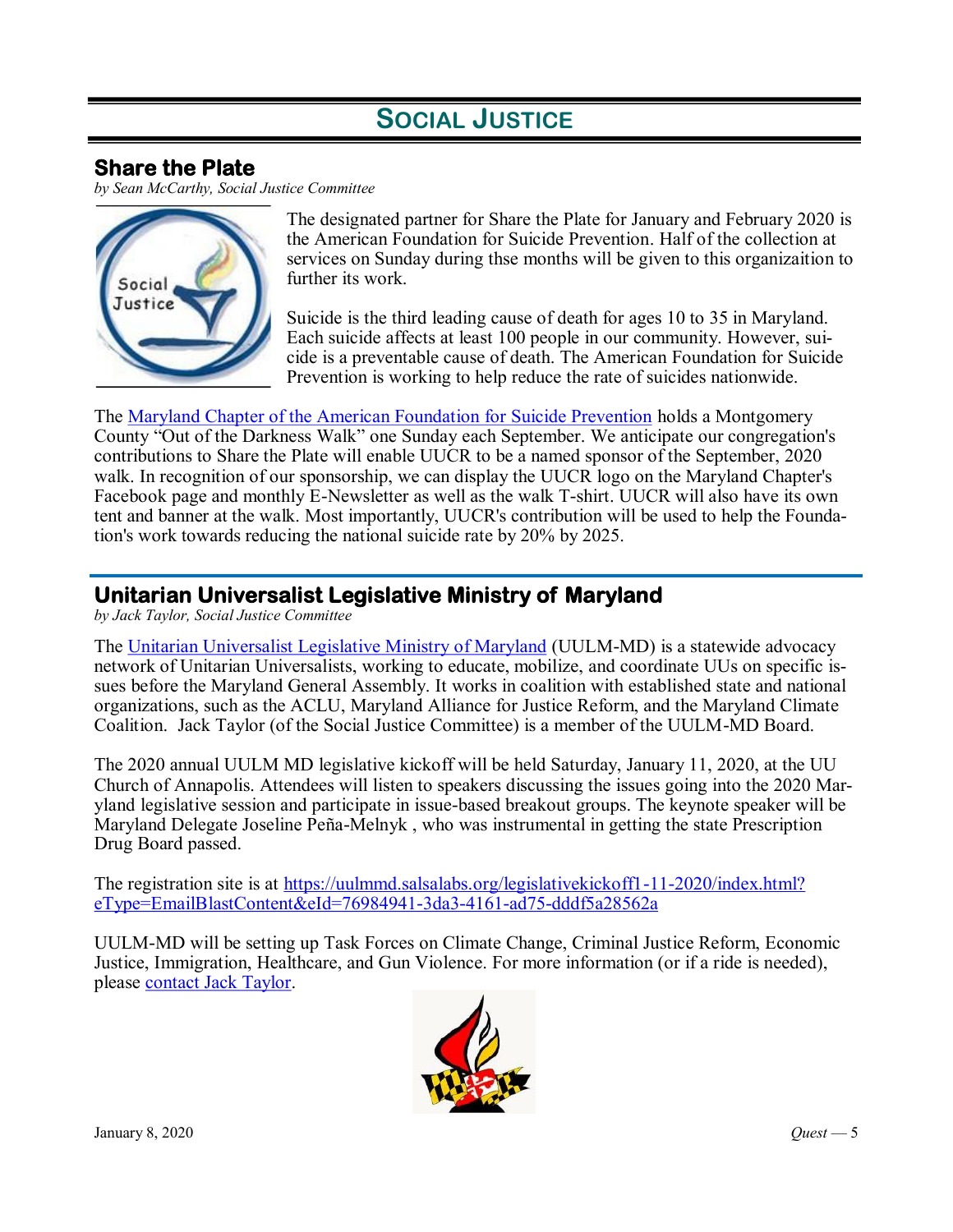# Social Justice

## Share the Plate

*by Sean McCarthy, Social Justice Committee*

The designated partner for Share the Plate for January and February 2020 is the American Foundation for Suicide Prevention. Half of the collection at services on Sunday during thse months will be given to this organizaition to further its work.

Suicide is the third leading cause of death for ages 10 to 35 in Maryland. Each suicide affects at least 100 people in our community. However, suicide is a preventable cause of death. The American Foundation for Suicide Prevention is working to help reduce the rate of suicides nationwide.

The Maryland Chapter of the American Foundation for Suicide Prevention holds a Montgomery County "Out of the Darkness Walk" one Sunday each September. We anticipate our congregation's contributions to Share the Plate will enable UUCR to be a named sponsor of the September, 2020 walk. In recognition of our sponsorship, we can display the UUCR logo on the Maryland Chapter's Facebook page and monthly E-Newsletter as well as the walk T-shirt. UUCR will also have its own tent and banner at the walk. Most importantly, UUCR's contribution will be used to help the Foundation's work towards reducing the national suicide rate by 20% by 2025.

## Unitarian Universalist Legislative Ministry of Maryland

*by Jack Taylor, Social Justice Committee*

The Unitarian Universalist Legislative Ministry of Maryland (UULM-MD) is a statewide advocacy network of Unitarian Universalists, working to educate, mobilize, and coordinate UUs on specific issues before the Maryland General Assembly. It works in coalition with established state and national organizations, such as the ACLU, Maryland Alliance for Justice Reform, and the Maryland Climate Coalition. Jack Taylor (of the Social Justice Committee) is a member of the UULM-MD Board.

The 2020 annual UULM MD legislative kickoff will be held Saturday, January 11, 2020, at the UU Church of Annapolis. Attendees will listen to speakers discussing the issues going into the 2020 Maryland legislative session and participate in issue-based breakout groups. The keynote speaker will be Maryland Delegate Joseline Peña-Melnyk , who was instrumental in getting the state Prescription Drug Board passed.

The registration site is at https://uulmmd.salsalabs.org/legislativekickoff1-11-2020/index.html?eType=EmailBlastContent&eId=76984941-3da3-4161-ad75-dddf5a28562a

UULM-MD will be setting up Task Forces on Climate Change, Criminal Justice Reform, Economic Justice, Immigration, Healthcare, and Gun Violence. For more information (or if a ride is needed), please contact Jack Taylor.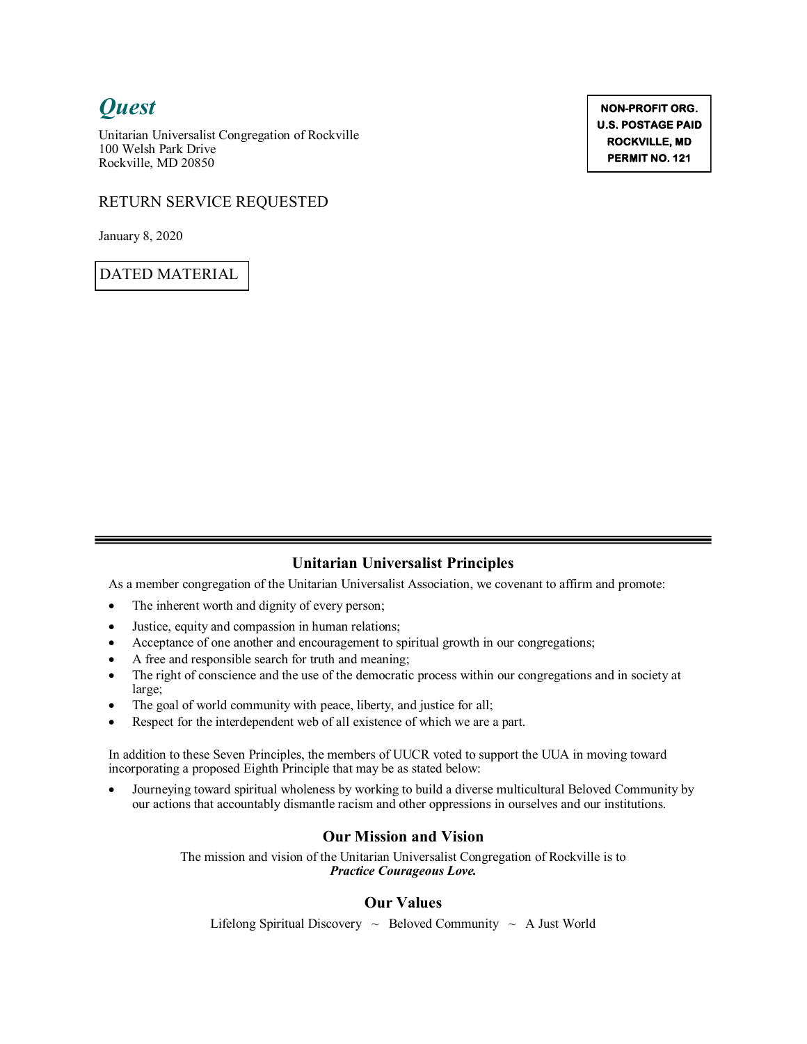# *Quest*

Unitarian Universalist Congregation of Rockville
100 Welsh Park Drive
Rockville, MD 20850

**NON-PROFIT ORG.**
**U.S. POSTAGE PAID**
**ROCKVILLE, MD**
**PERMIT NO. 121**

RETURN SERVICE REQUESTED

January 8, 2020

DATED MATERIAL

---

## Unitarian Universalist Principles

As a member congregation of the Unitarian Universalist Association, we covenant to affirm and promote:

- The inherent worth and dignity of every person;
- Justice, equity and compassion in human relations;
- Acceptance of one another and encouragement to spiritual growth in our congregations;
- A free and responsible search for truth and meaning;
- The right of conscience and the use of the democratic process within our congregations and in society at large;
- The goal of world community with peace, liberty, and justice for all;
- Respect for the interdependent web of all existence of which we are a part.

In addition to these Seven Principles, the members of UUCR voted to support the UUA in moving toward incorporating a proposed Eighth Principle that may be as stated below:

- Journeying toward spiritual wholeness by working to build a diverse multicultural Beloved Community by our actions that accountably dismantle racism and other oppressions in ourselves and our institutions.

## Our Mission and Vision

The mission and vision of the Unitarian Universalist Congregation of Rockville is to
***Practice Courageous Love.***

## Our Values

Lifelong Spiritual Discovery ~ Beloved Community ~ A Just World